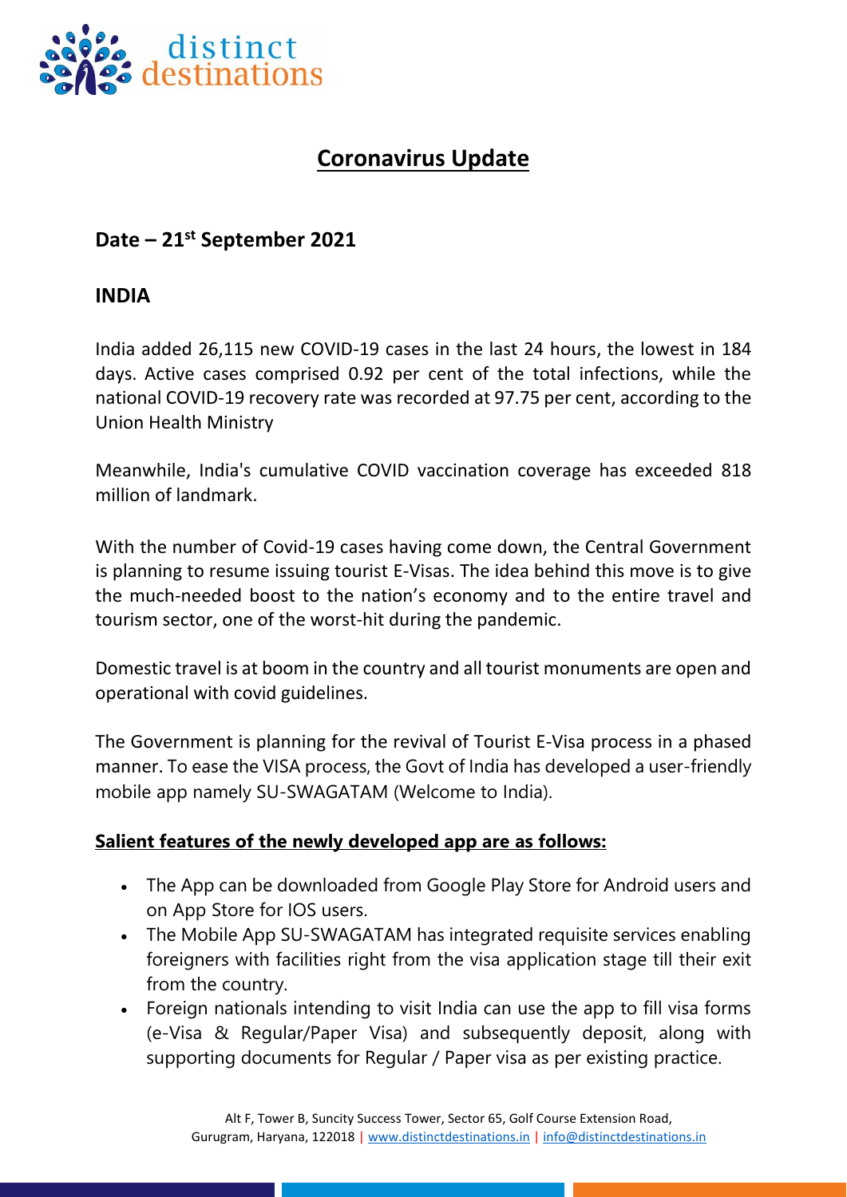# Coronavirus Update

## Date – 21st September 2021

## INDIA

India added 26,115 new COVID-19 cases in the last 24 hours, the lowest in 184 days. Active cases comprised 0.92 per cent of the total infections, while the national COVID-19 recovery rate was recorded at 97.75 per cent, according to the Union Health Ministry

Meanwhile, India's cumulative COVID vaccination coverage has exceeded 818 million of landmark.

With the number of Covid-19 cases having come down, the Central Government is planning to resume issuing tourist E-Visas. The idea behind this move is to give the much-needed boost to the nation's economy and to the entire travel and tourism sector, one of the worst-hit during the pandemic.

Domestic travel is at boom in the country and all tourist monuments are open and operational with covid guidelines.

The Government is planning for the revival of Tourist E-Visa process in a phased manner. To ease the VISA process, the Govt of India has developed a user-friendly mobile app namely SU-SWAGATAM (Welcome to India).

**Salient features of the newly developed app are as follows:**

- The App can be downloaded from Google Play Store for Android users and on App Store for IOS users.
- The Mobile App SU-SWAGATAM has integrated requisite services enabling foreigners with facilities right from the visa application stage till their exit from the country.
- Foreign nationals intending to visit India can use the app to fill visa forms (e-Visa & Regular/Paper Visa) and subsequently deposit, along with supporting documents for Regular / Paper visa as per existing practice.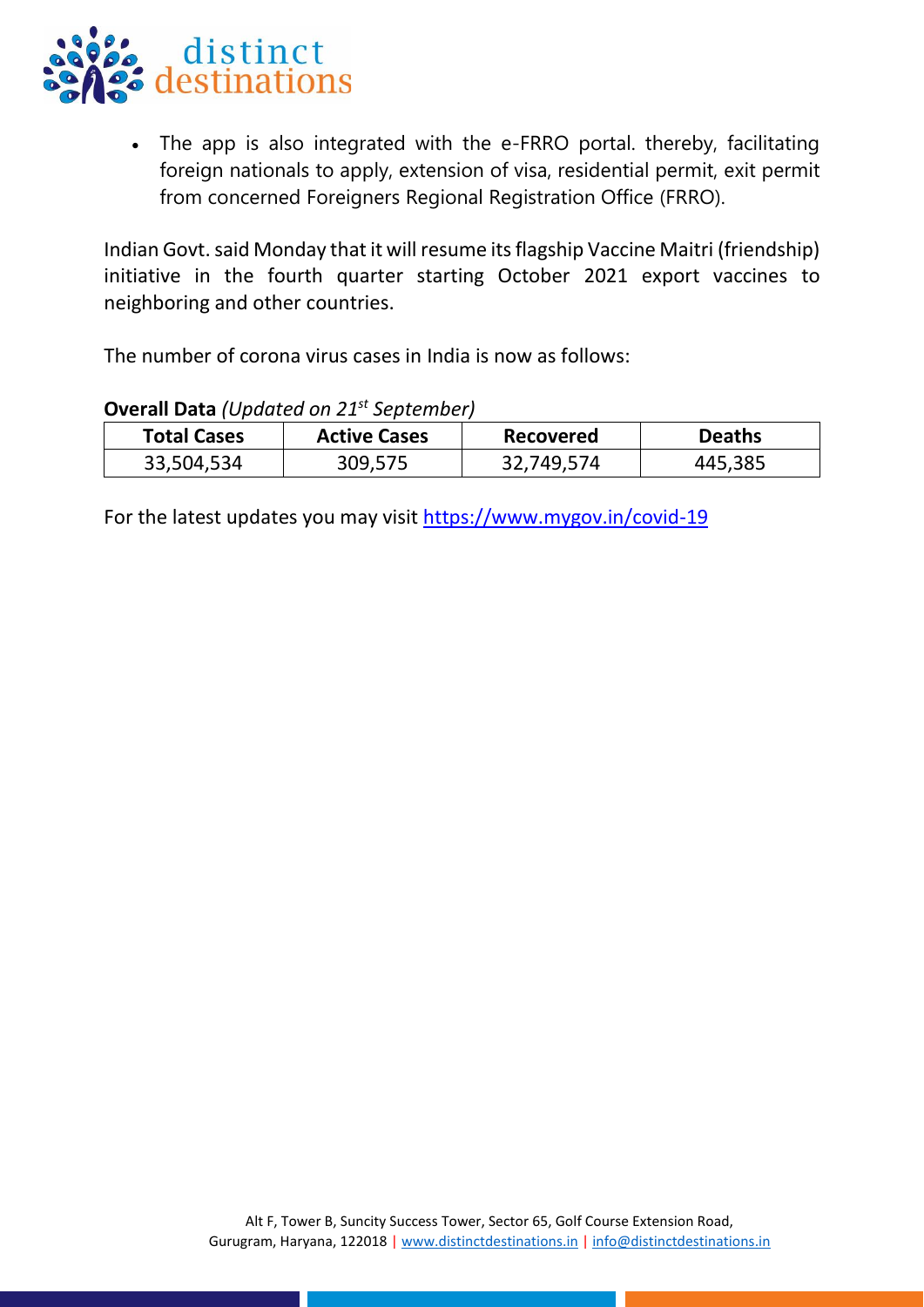- The app is also integrated with the e-FRRO portal. thereby, facilitating foreign nationals to apply, extension of visa, residential permit, exit permit from concerned Foreigners Regional Registration Office (FRRO).

Indian Govt. said Monday that it will resume its flagship Vaccine Maitri (friendship) initiative in the fourth quarter starting October 2021 export vaccines to neighboring and other countries.

The number of corona virus cases in India is now as follows:

**Overall Data** *(Updated on 21st September)*

| Total Cases | Active Cases | Recovered | Deaths |
|---|---|---|---|
| 33,504,534 | 309,575 | 32,749,574 | 445,385 |

For the latest updates you may visit https://www.mygov.in/covid-19